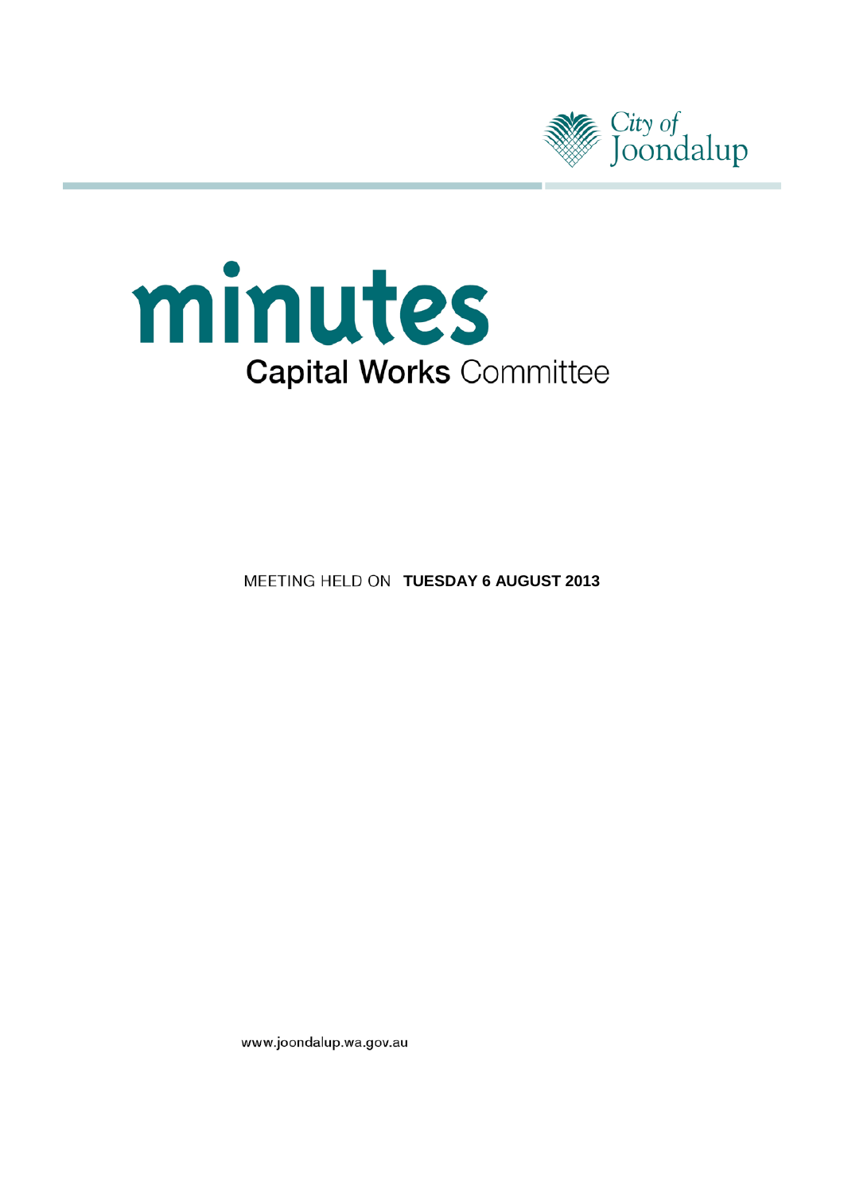City of Joondalup

# minutes

## Capital Works Committee

MEETING HELD ON **TUESDAY 6 AUGUST 2013**

www.joondalup.wa.gov.au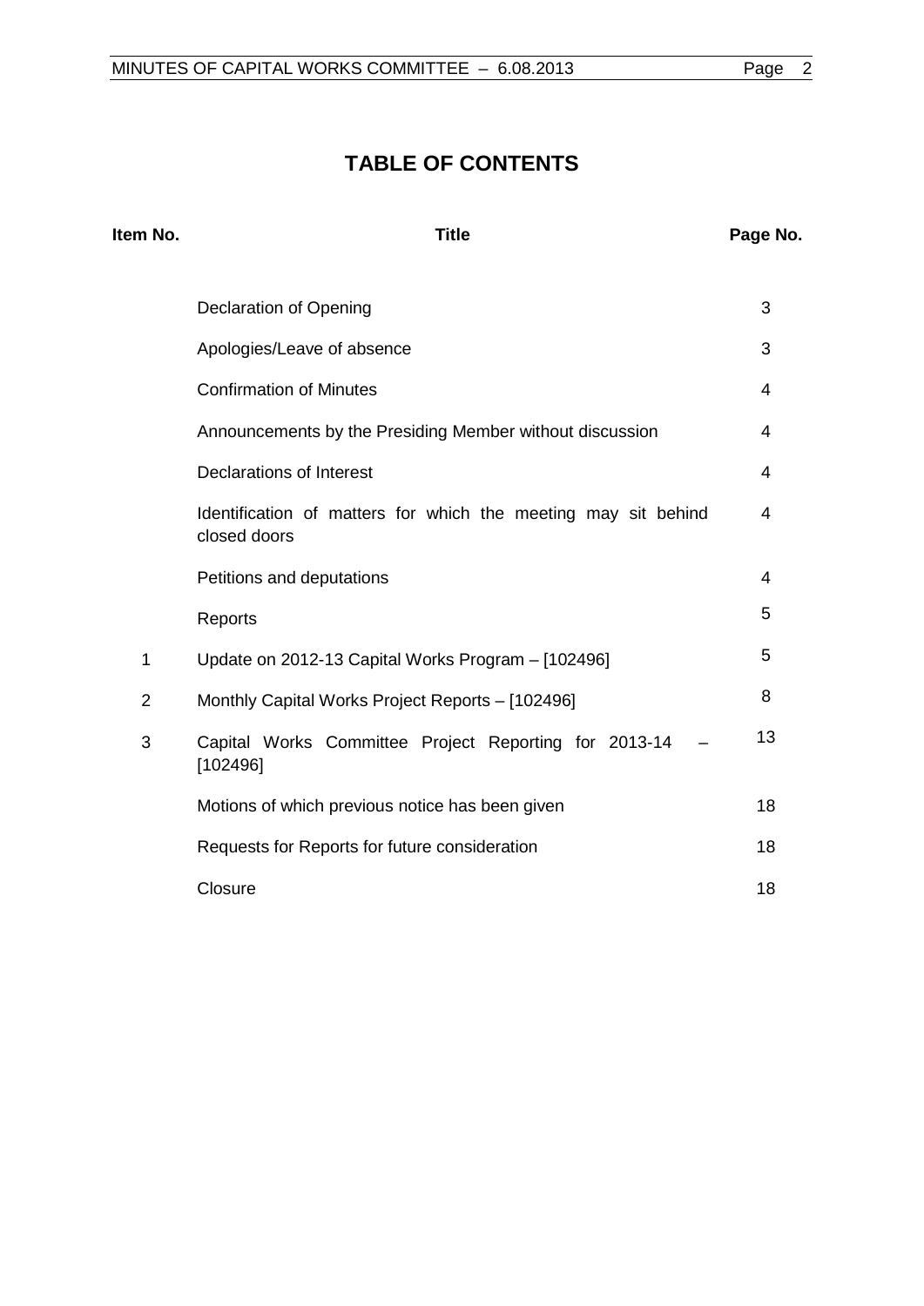# TABLE OF CONTENTS

| Item No. | Title | Page No. |
| --- | --- | --- |
| | Declaration of Opening | 3 |
| | Apologies/Leave of absence | 3 |
| | Confirmation of Minutes | 4 |
| | Announcements by the Presiding Member without discussion | 4 |
| | Declarations of Interest | 4 |
| | Identification of matters for which the meeting may sit behind closed doors | 4 |
| | Petitions and deputations | 4 |
| | Reports | 5 |
| 1 | Update on 2012-13 Capital Works Program – [102496] | 5 |
| 2 | Monthly Capital Works Project Reports – [102496] | 8 |
| 3 | Capital Works Committee Project Reporting for 2013-14 – [102496] | 13 |
| | Motions of which previous notice has been given | 18 |
| | Requests for Reports for future consideration | 18 |
| | Closure | 18 |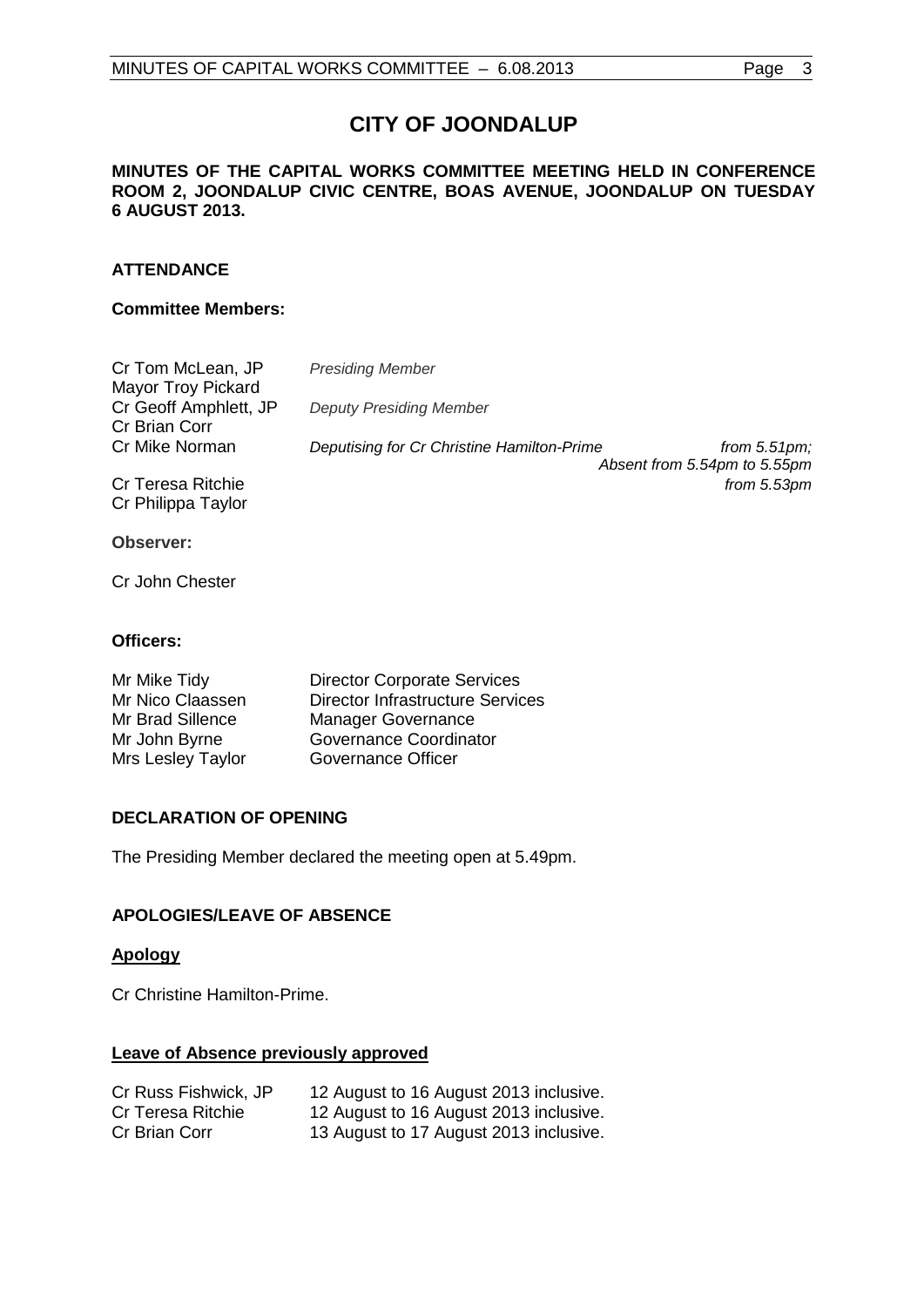# CITY OF JOONDALUP

**MINUTES OF THE CAPITAL WORKS COMMITTEE MEETING HELD IN CONFERENCE ROOM 2, JOONDALUP CIVIC CENTRE, BOAS AVENUE, JOONDALUP ON TUESDAY 6 AUGUST 2013.**

## ATTENDANCE

### Committee Members:

| | | |
|---|---|---|
| Cr Tom McLean, JP | *Presiding Member* | |
| Mayor Troy Pickard | | |
| Cr Geoff Amphlett, JP | *Deputy Presiding Member* | |
| Cr Brian Corr | | |
| Cr Mike Norman | *Deputising for Cr Christine Hamilton-Prime* | *from 5.51pm; Absent from 5.54pm to 5.55pm* |
| Cr Teresa Ritchie | | *from 5.53pm* |
| Cr Philippa Taylor | | |

**Observer:**

Cr John Chester

### Officers:

| | |
|---|---|
| Mr Mike Tidy | Director Corporate Services |
| Mr Nico Claassen | Director Infrastructure Services |
| Mr Brad Sillence | Manager Governance |
| Mr John Byrne | Governance Coordinator |
| Mrs Lesley Taylor | Governance Officer |

## DECLARATION OF OPENING

The Presiding Member declared the meeting open at 5.49pm.

## APOLOGIES/LEAVE OF ABSENCE

**Apology**

Cr Christine Hamilton-Prime.

**Leave of Absence previously approved**

| | |
|---|---|
| Cr Russ Fishwick, JP | 12 August to 16 August 2013 inclusive. |
| Cr Teresa Ritchie | 12 August to 16 August 2013 inclusive. |
| Cr Brian Corr | 13 August to 17 August 2013 inclusive. |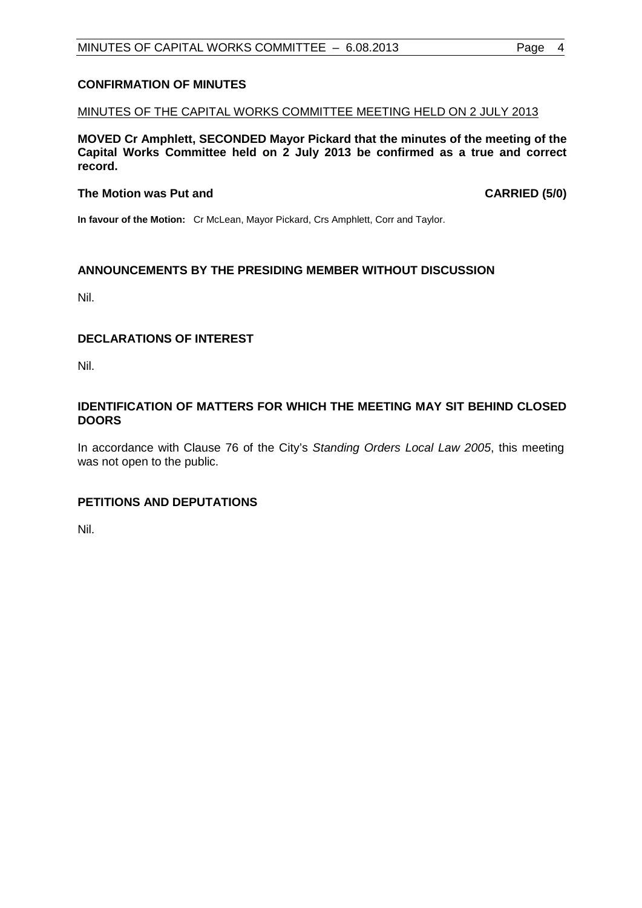## CONFIRMATION OF MINUTES

MINUTES OF THE CAPITAL WORKS COMMITTEE MEETING HELD ON 2 JULY 2013

**MOVED Cr Amphlett, SECONDED Mayor Pickard that the minutes of the meeting of the Capital Works Committee held on 2 July 2013 be confirmed as a true and correct record.**

**The Motion was Put and CARRIED (5/0)**

**In favour of the Motion:** Cr McLean, Mayor Pickard, Crs Amphlett, Corr and Taylor.

## ANNOUNCEMENTS BY THE PRESIDING MEMBER WITHOUT DISCUSSION

Nil.

## DECLARATIONS OF INTEREST

Nil.

## IDENTIFICATION OF MATTERS FOR WHICH THE MEETING MAY SIT BEHIND CLOSED DOORS

In accordance with Clause 76 of the City's *Standing Orders Local Law 2005*, this meeting was not open to the public.

## PETITIONS AND DEPUTATIONS

Nil.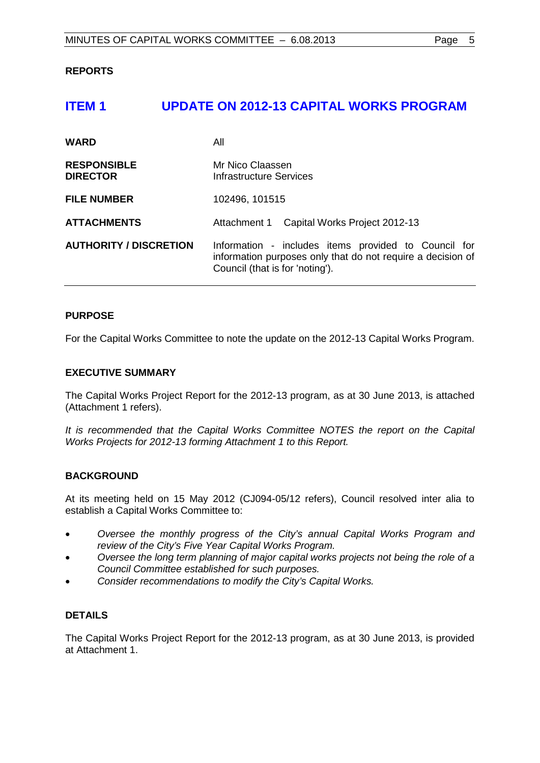## REPORTS

# ITEM 1 UPDATE ON 2012-13 CAPITAL WORKS PROGRAM

| | |
|---|---|
| **WARD** | All |
| **RESPONSIBLE DIRECTOR** | Mr Nico Claassen<br>Infrastructure Services |
| **FILE NUMBER** | 102496, 101515 |
| **ATTACHMENTS** | Attachment 1 Capital Works Project 2012-13 |
| **AUTHORITY / DISCRETION** | Information - includes items provided to Council for information purposes only that do not require a decision of Council (that is for 'noting'). |

### PURPOSE

For the Capital Works Committee to note the update on the 2012-13 Capital Works Program.

### EXECUTIVE SUMMARY

The Capital Works Project Report for the 2012-13 program, as at 30 June 2013, is attached (Attachment 1 refers).

*It is recommended that the Capital Works Committee NOTES the report on the Capital Works Projects for 2012-13 forming Attachment 1 to this Report.*

### BACKGROUND

At its meeting held on 15 May 2012 (CJ094-05/12 refers), Council resolved inter alia to establish a Capital Works Committee to:

- *Oversee the monthly progress of the City's annual Capital Works Program and review of the City's Five Year Capital Works Program.*
- *Oversee the long term planning of major capital works projects not being the role of a Council Committee established for such purposes.*
- *Consider recommendations to modify the City's Capital Works.*

### DETAILS

The Capital Works Project Report for the 2012-13 program, as at 30 June 2013, is provided at Attachment 1.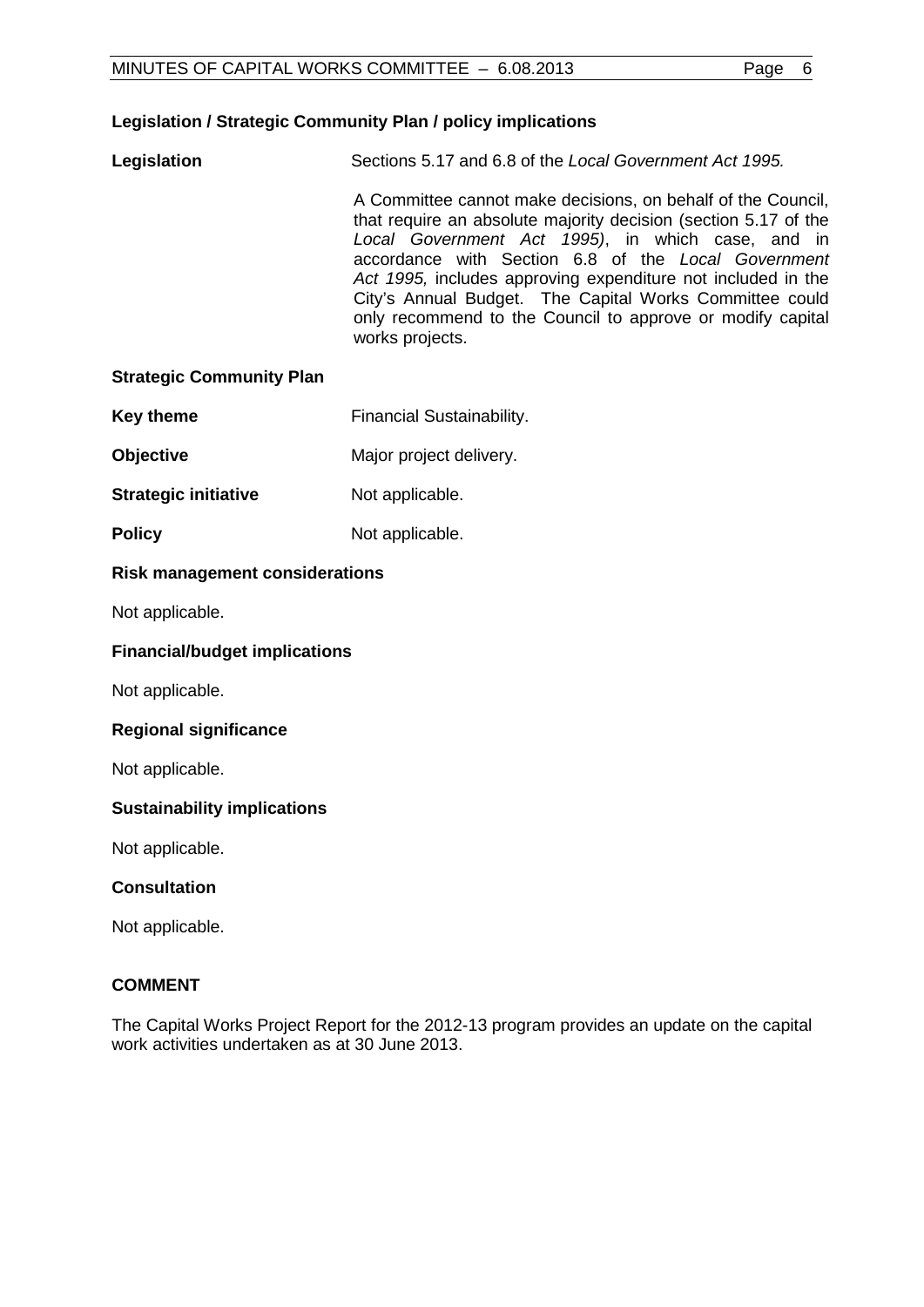**Legislation / Strategic Community Plan / policy implications**

**Legislation** Sections 5.17 and 6.8 of the *Local Government Act 1995.*

A Committee cannot make decisions, on behalf of the Council, that require an absolute majority decision (section 5.17 of the *Local Government Act 1995)*, in which case, and in accordance with Section 6.8 of the *Local Government Act 1995,* includes approving expenditure not included in the City's Annual Budget. The Capital Works Committee could only recommend to the Council to approve or modify capital works projects.

**Strategic Community Plan**

**Key theme** Financial Sustainability.

**Objective** Major project delivery.

**Strategic initiative** Not applicable.

**Policy** Not applicable.

**Risk management considerations**

Not applicable.

**Financial/budget implications**

Not applicable.

**Regional significance**

Not applicable.

**Sustainability implications**

Not applicable.

**Consultation**

Not applicable.

**COMMENT**

The Capital Works Project Report for the 2012-13 program provides an update on the capital work activities undertaken as at 30 June 2013.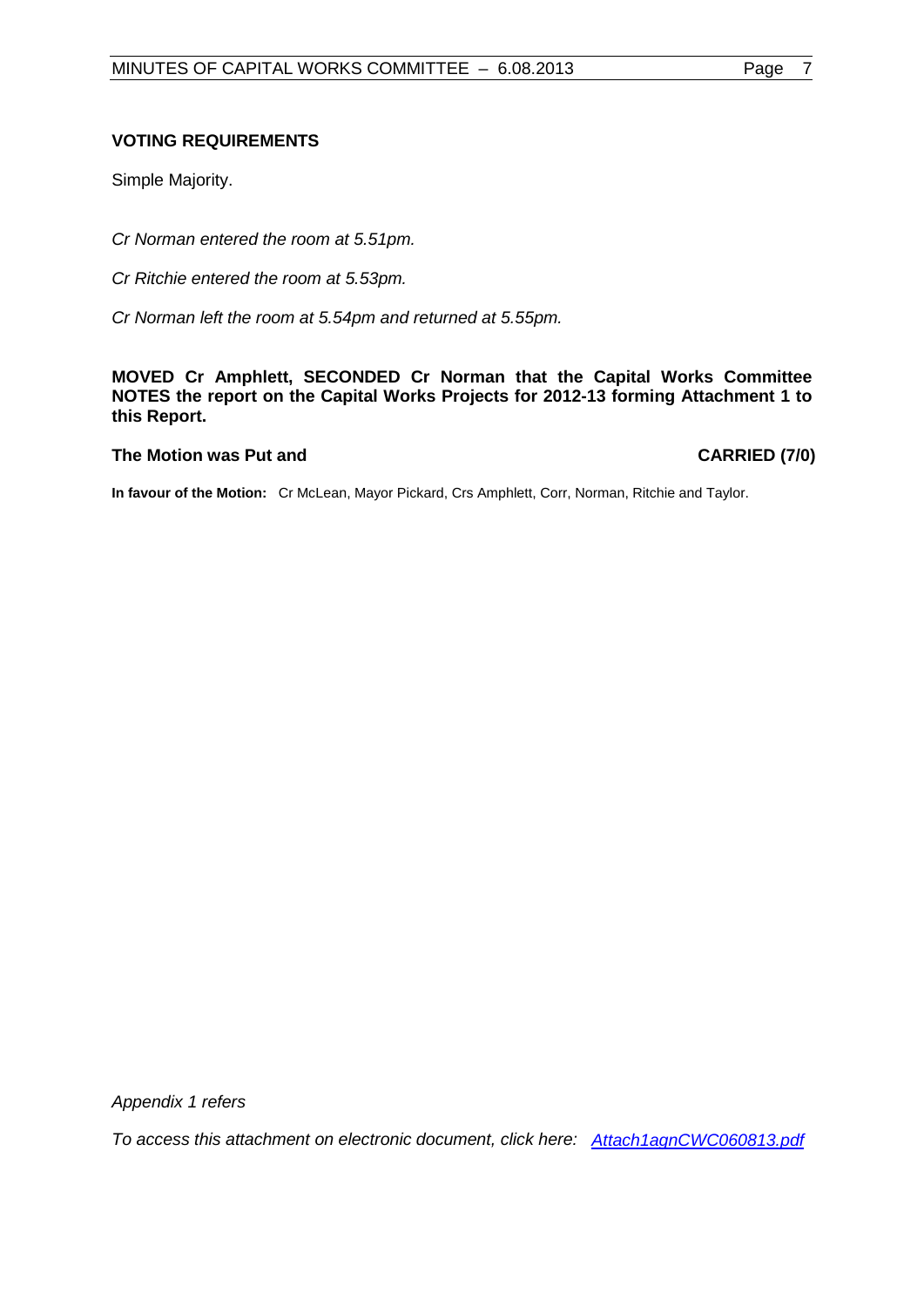**VOTING REQUIREMENTS**

Simple Majority.

*Cr Norman entered the room at 5.51pm.*

*Cr Ritchie entered the room at 5.53pm.*

*Cr Norman left the room at 5.54pm and returned at 5.55pm.*

**MOVED Cr Amphlett, SECONDED Cr Norman that the Capital Works Committee NOTES the report on the Capital Works Projects for 2012-13 forming Attachment 1 to this Report.**

**The Motion was Put and CARRIED (7/0)**

**In favour of the Motion:** Cr McLean, Mayor Pickard, Crs Amphlett, Corr, Norman, Ritchie and Taylor.

*Appendix 1 refers*

*To access this attachment on electronic document, click here: Attach1agnCWC060813.pdf*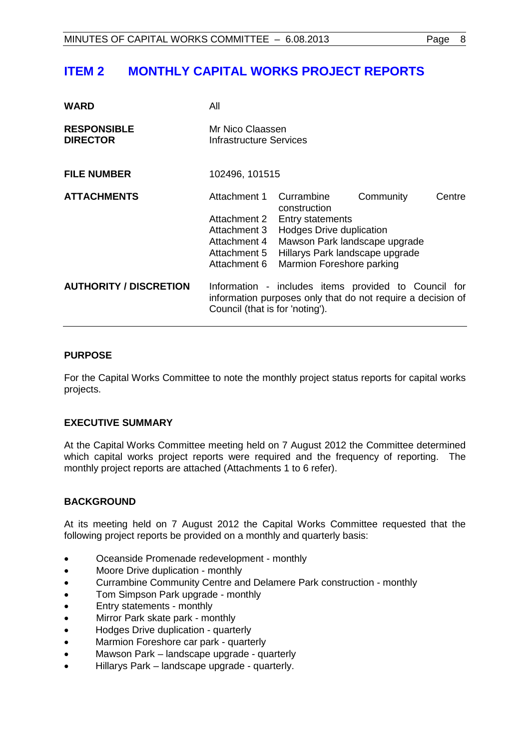## ITEM 2 MONTHLY CAPITAL WORKS PROJECT REPORTS

| | |
|---|---|
| **WARD** | All |
| **RESPONSIBLE DIRECTOR** | Mr Nico Claassen<br>Infrastructure Services |
| **FILE NUMBER** | 102496, 101515 |
| **ATTACHMENTS** | Attachment 1 Currambine Community Centre construction<br>Attachment 2 Entry statements<br>Attachment 3 Hodges Drive duplication<br>Attachment 4 Mawson Park landscape upgrade<br>Attachment 5 Hillarys Park landscape upgrade<br>Attachment 6 Marmion Foreshore parking |
| **AUTHORITY / DISCRETION** | Information - includes items provided to Council for information purposes only that do not require a decision of Council (that is for 'noting'). |

### PURPOSE

For the Capital Works Committee to note the monthly project status reports for capital works projects.

### EXECUTIVE SUMMARY

At the Capital Works Committee meeting held on 7 August 2012 the Committee determined which capital works project reports were required and the frequency of reporting. The monthly project reports are attached (Attachments 1 to 6 refer).

### BACKGROUND

At its meeting held on 7 August 2012 the Capital Works Committee requested that the following project reports be provided on a monthly and quarterly basis:

- Oceanside Promenade redevelopment - monthly
- Moore Drive duplication - monthly
- Currambine Community Centre and Delamere Park construction - monthly
- Tom Simpson Park upgrade - monthly
- Entry statements - monthly
- Mirror Park skate park - monthly
- Hodges Drive duplication - quarterly
- Marmion Foreshore car park - quarterly
- Mawson Park – landscape upgrade - quarterly
- Hillarys Park – landscape upgrade - quarterly.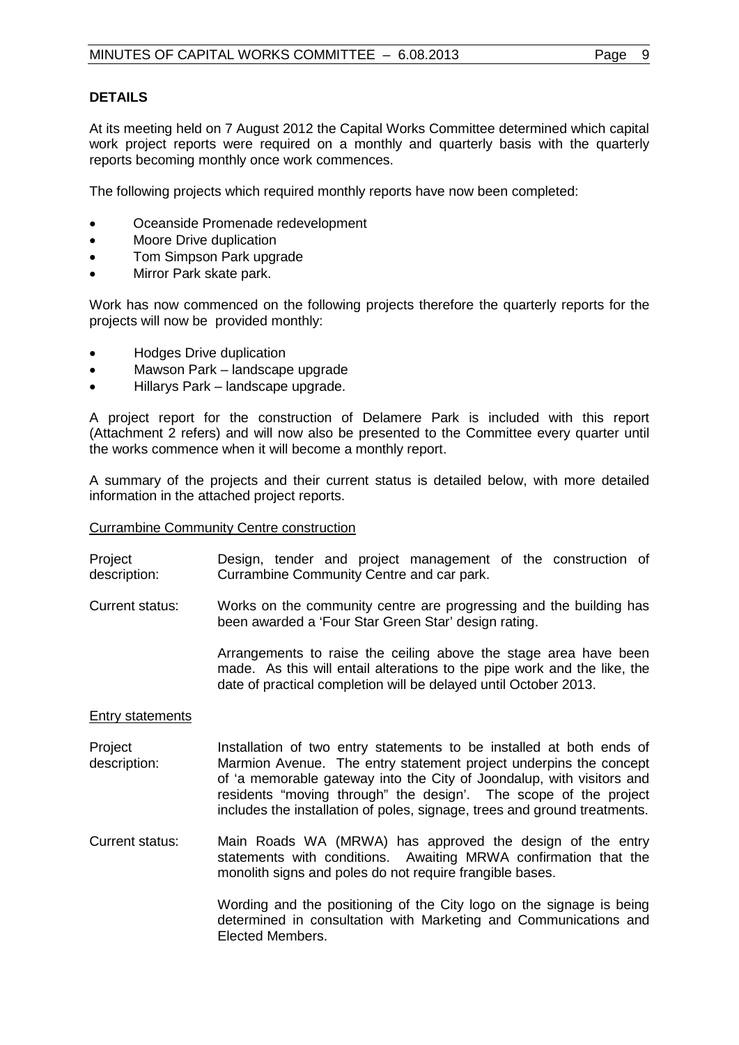**DETAILS**

At its meeting held on 7 August 2012 the Capital Works Committee determined which capital work project reports were required on a monthly and quarterly basis with the quarterly reports becoming monthly once work commences.

The following projects which required monthly reports have now been completed:

- Oceanside Promenade redevelopment
- Moore Drive duplication
- Tom Simpson Park upgrade
- Mirror Park skate park.

Work has now commenced on the following projects therefore the quarterly reports for the projects will now be provided monthly:

- Hodges Drive duplication
- Mawson Park – landscape upgrade
- Hillarys Park – landscape upgrade.

A project report for the construction of Delamere Park is included with this report (Attachment 2 refers) and will now also be presented to the Committee every quarter until the works commence when it will become a monthly report.

A summary of the projects and their current status is detailed below, with more detailed information in the attached project reports.

Currambine Community Centre construction

Project description: Design, tender and project management of the construction of Currambine Community Centre and car park.

Current status: Works on the community centre are progressing and the building has been awarded a 'Four Star Green Star' design rating.

Arrangements to raise the ceiling above the stage area have been made. As this will entail alterations to the pipe work and the like, the date of practical completion will be delayed until October 2013.

Entry statements

Project description: Installation of two entry statements to be installed at both ends of Marmion Avenue. The entry statement project underpins the concept of 'a memorable gateway into the City of Joondalup, with visitors and residents "moving through" the design'. The scope of the project includes the installation of poles, signage, trees and ground treatments.

Current status: Main Roads WA (MRWA) has approved the design of the entry statements with conditions. Awaiting MRWA confirmation that the monolith signs and poles do not require frangible bases.

Wording and the positioning of the City logo on the signage is being determined in consultation with Marketing and Communications and Elected Members.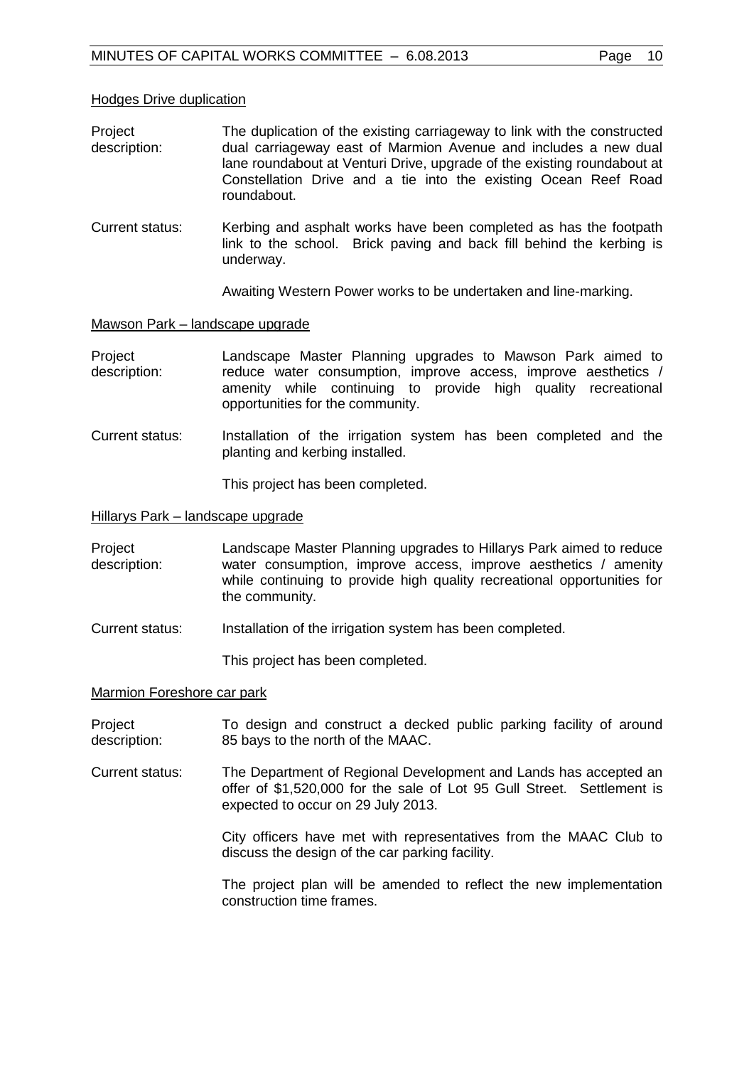<u>Hodges Drive duplication</u>

| | |
|---|---|
| Project description: | The duplication of the existing carriageway to link with the constructed dual carriageway east of Marmion Avenue and includes a new dual lane roundabout at Venturi Drive, upgrade of the existing roundabout at Constellation Drive and a tie into the existing Ocean Reef Road roundabout. |
| Current status: | Kerbing and asphalt works have been completed as has the footpath link to the school. Brick paving and back fill behind the kerbing is underway.<br><br>Awaiting Western Power works to be undertaken and line-marking. |

<u>Mawson Park – landscape upgrade</u>

| | |
|---|---|
| Project description: | Landscape Master Planning upgrades to Mawson Park aimed to reduce water consumption, improve access, improve aesthetics / amenity while continuing to provide high quality recreational opportunities for the community. |
| Current status: | Installation of the irrigation system has been completed and the planting and kerbing installed.<br><br>This project has been completed. |

<u>Hillarys Park – landscape upgrade</u>

| | |
|---|---|
| Project description: | Landscape Master Planning upgrades to Hillarys Park aimed to reduce water consumption, improve access, improve aesthetics / amenity while continuing to provide high quality recreational opportunities for the community. |
| Current status: | Installation of the irrigation system has been completed.<br><br>This project has been completed. |

<u>Marmion Foreshore car park</u>

| | |
|---|---|
| Project description: | To design and construct a decked public parking facility of around 85 bays to the north of the MAAC. |
| Current status: | The Department of Regional Development and Lands has accepted an offer of $1,520,000 for the sale of Lot 95 Gull Street. Settlement is expected to occur on 29 July 2013.<br><br>City officers have met with representatives from the MAAC Club to discuss the design of the car parking facility.<br><br>The project plan will be amended to reflect the new implementation construction time frames. |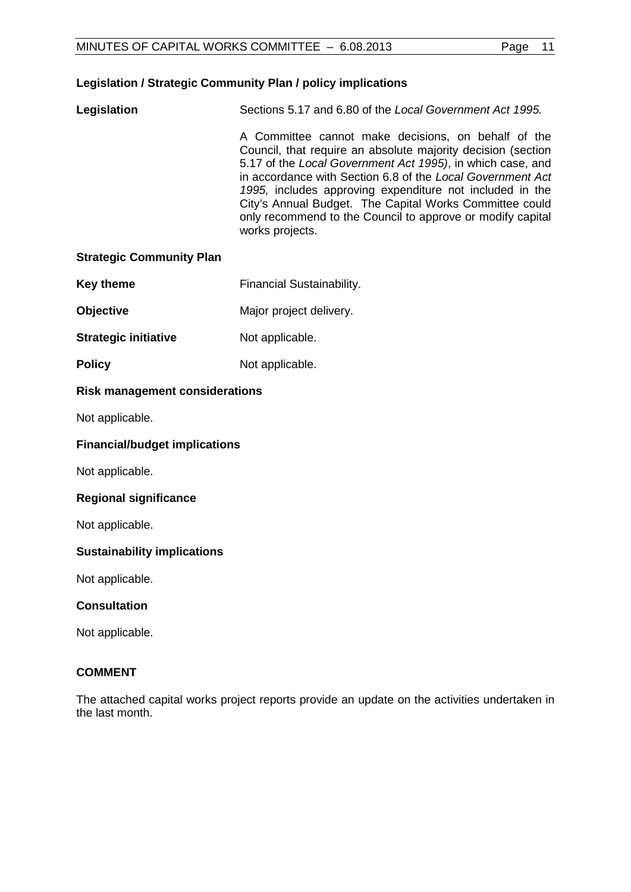**Legislation / Strategic Community Plan / policy implications**

**Legislation** Sections 5.17 and 6.80 of the *Local Government Act 1995.*

A Committee cannot make decisions, on behalf of the Council, that require an absolute majority decision (section 5.17 of the *Local Government Act 1995)*, in which case, and in accordance with Section 6.8 of the *Local Government Act 1995,* includes approving expenditure not included in the City's Annual Budget. The Capital Works Committee could only recommend to the Council to approve or modify capital works projects.

**Strategic Community Plan**

**Key theme** Financial Sustainability.

**Objective** Major project delivery.

**Strategic initiative** Not applicable.

**Policy** Not applicable.

**Risk management considerations**

Not applicable.

**Financial/budget implications**

Not applicable.

**Regional significance**

Not applicable.

**Sustainability implications**

Not applicable.

**Consultation**

Not applicable.

**COMMENT**

The attached capital works project reports provide an update on the activities undertaken in the last month.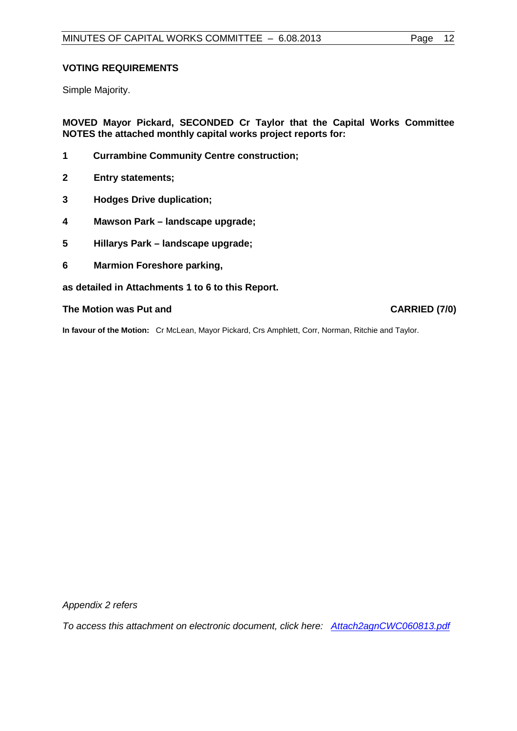## VOTING REQUIREMENTS

Simple Majority.

**MOVED Mayor Pickard, SECONDED Cr Taylor that the Capital Works Committee NOTES the attached monthly capital works project reports for:**

1. **Currambine Community Centre construction;**
2. **Entry statements;**
3. **Hodges Drive duplication;**
4. **Mawson Park – landscape upgrade;**
5. **Hillarys Park – landscape upgrade;**
6. **Marmion Foreshore parking,**

**as detailed in Attachments 1 to 6 to this Report.**

**The Motion was Put and CARRIED (7/0)**

**In favour of the Motion:** Cr McLean, Mayor Pickard, Crs Amphlett, Corr, Norman, Ritchie and Taylor.

*Appendix 2 refers*

*To access this attachment on electronic document, click here: Attach2agnCWC060813.pdf*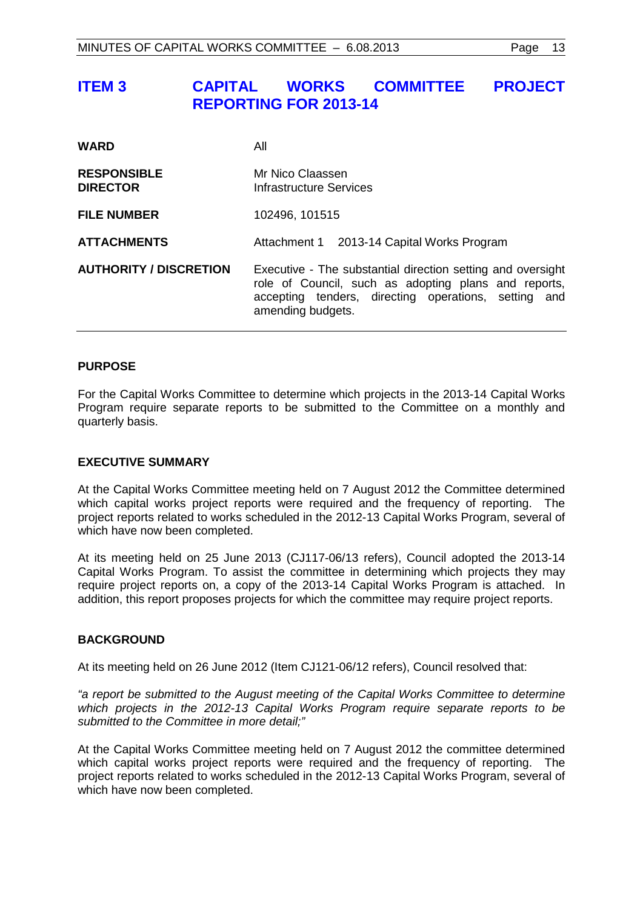## ITEM 3 CAPITAL WORKS COMMITTEE PROJECT REPORTING FOR 2013-14

| | |
|---|---|
| **WARD** | All |
| **RESPONSIBLE DIRECTOR** | Mr Nico Claassen<br>Infrastructure Services |
| **FILE NUMBER** | 102496, 101515 |
| **ATTACHMENTS** | Attachment 1 2013-14 Capital Works Program |
| **AUTHORITY / DISCRETION** | Executive - The substantial direction setting and oversight role of Council, such as adopting plans and reports, accepting tenders, directing operations, setting and amending budgets. |

### PURPOSE

For the Capital Works Committee to determine which projects in the 2013-14 Capital Works Program require separate reports to be submitted to the Committee on a monthly and quarterly basis.

### EXECUTIVE SUMMARY

At the Capital Works Committee meeting held on 7 August 2012 the Committee determined which capital works project reports were required and the frequency of reporting. The project reports related to works scheduled in the 2012-13 Capital Works Program, several of which have now been completed.

At its meeting held on 25 June 2013 (CJ117-06/13 refers), Council adopted the 2013-14 Capital Works Program. To assist the committee in determining which projects they may require project reports on, a copy of the 2013-14 Capital Works Program is attached. In addition, this report proposes projects for which the committee may require project reports.

### BACKGROUND

At its meeting held on 26 June 2012 (Item CJ121-06/12 refers), Council resolved that:

*"a report be submitted to the August meeting of the Capital Works Committee to determine which projects in the 2012-13 Capital Works Program require separate reports to be submitted to the Committee in more detail;"*

At the Capital Works Committee meeting held on 7 August 2012 the committee determined which capital works project reports were required and the frequency of reporting. The project reports related to works scheduled in the 2012-13 Capital Works Program, several of which have now been completed.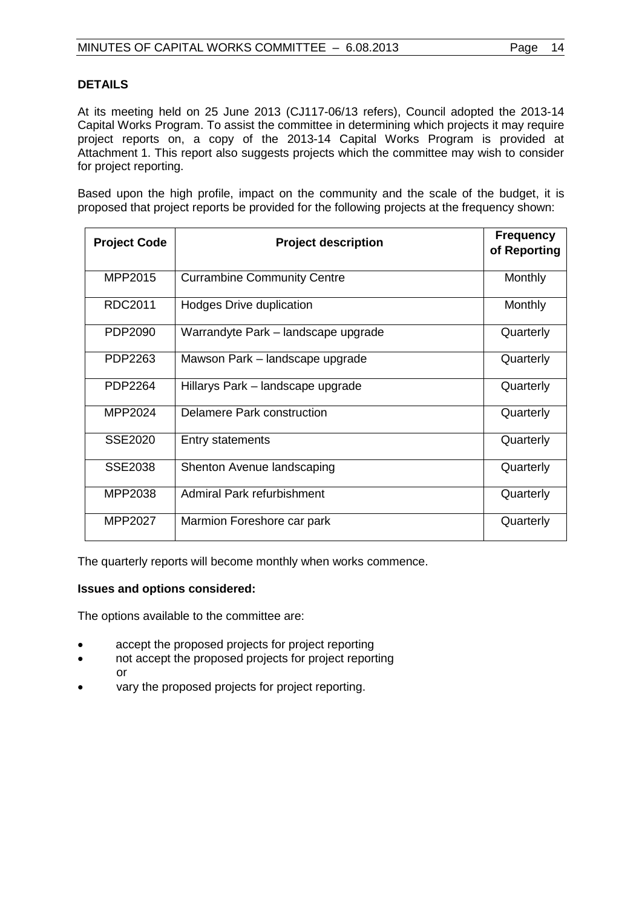## DETAILS

At its meeting held on 25 June 2013 (CJ117-06/13 refers), Council adopted the 2013-14 Capital Works Program. To assist the committee in determining which projects it may require project reports on, a copy of the 2013-14 Capital Works Program is provided at Attachment 1. This report also suggests projects which the committee may wish to consider for project reporting.

Based upon the high profile, impact on the community and the scale of the budget, it is proposed that project reports be provided for the following projects at the frequency shown:

| Project Code | Project description | Frequency of Reporting |
|---|---|---|
| MPP2015 | Currambine Community Centre | Monthly |
| RDC2011 | Hodges Drive duplication | Monthly |
| PDP2090 | Warrandyte Park – landscape upgrade | Quarterly |
| PDP2263 | Mawson Park – landscape upgrade | Quarterly |
| PDP2264 | Hillarys Park – landscape upgrade | Quarterly |
| MPP2024 | Delamere Park construction | Quarterly |
| SSE2020 | Entry statements | Quarterly |
| SSE2038 | Shenton Avenue landscaping | Quarterly |
| MPP2038 | Admiral Park refurbishment | Quarterly |
| MPP2027 | Marmion Foreshore car park | Quarterly |

The quarterly reports will become monthly when works commence.

**Issues and options considered:**

The options available to the committee are:

- accept the proposed projects for project reporting
- not accept the proposed projects for project reporting
  or
- vary the proposed projects for project reporting.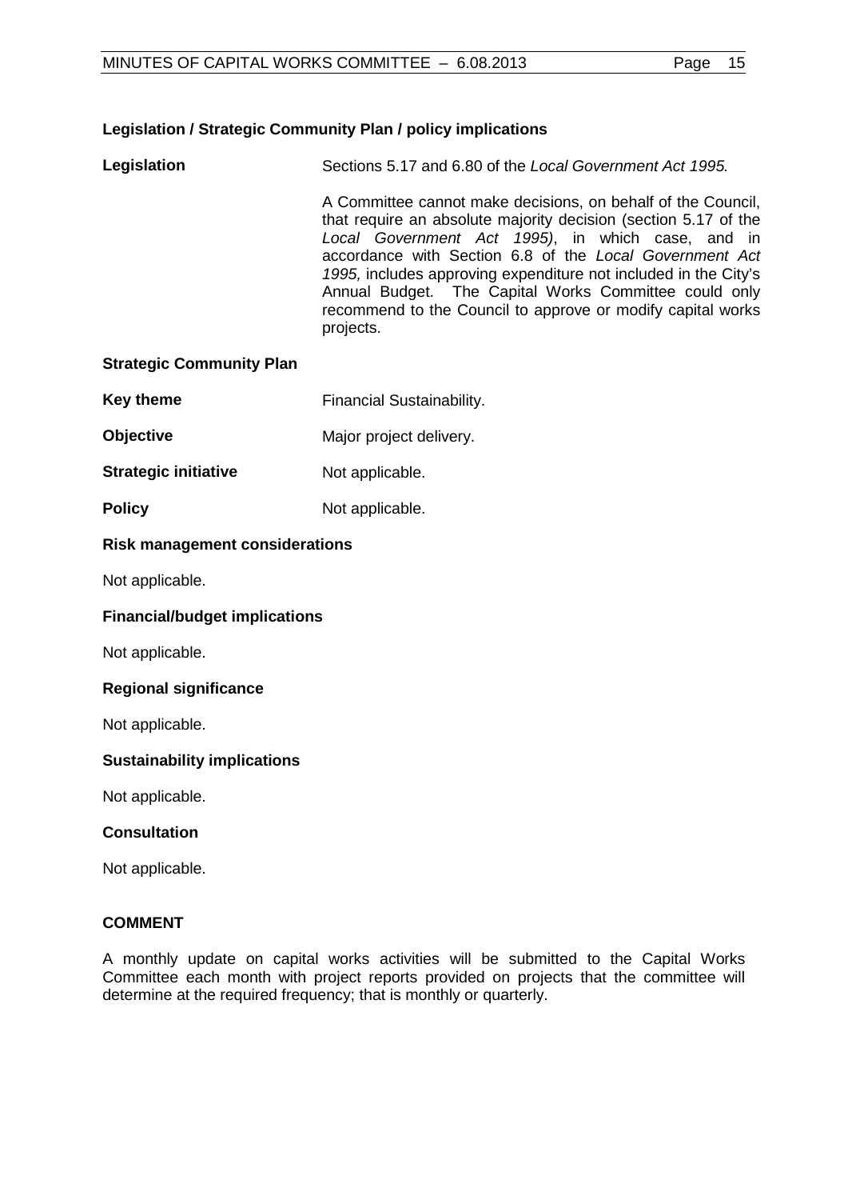**Legislation / Strategic Community Plan / policy implications**

**Legislation** Sections 5.17 and 6.80 of the *Local Government Act 1995.*

A Committee cannot make decisions, on behalf of the Council, that require an absolute majority decision (section 5.17 of the *Local Government Act 1995)*, in which case, and in accordance with Section 6.8 of the *Local Government Act 1995,* includes approving expenditure not included in the City's Annual Budget. The Capital Works Committee could only recommend to the Council to approve or modify capital works projects.

**Strategic Community Plan**

**Key theme** Financial Sustainability.

**Objective** Major project delivery.

**Strategic initiative** Not applicable.

**Policy** Not applicable.

**Risk management considerations**

Not applicable.

**Financial/budget implications**

Not applicable.

**Regional significance**

Not applicable.

**Sustainability implications**

Not applicable.

**Consultation**

Not applicable.

**COMMENT**

A monthly update on capital works activities will be submitted to the Capital Works Committee each month with project reports provided on projects that the committee will determine at the required frequency; that is monthly or quarterly.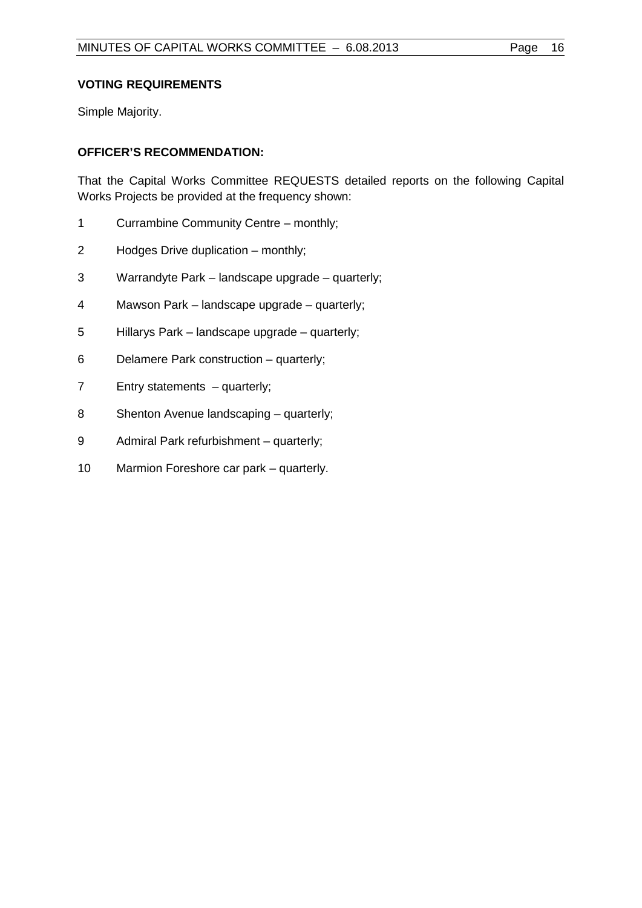**VOTING REQUIREMENTS**

Simple Majority.

**OFFICER'S RECOMMENDATION:**

That the Capital Works Committee REQUESTS detailed reports on the following Capital Works Projects be provided at the frequency shown:

1 Currambine Community Centre – monthly;

2 Hodges Drive duplication – monthly;

3 Warrandyte Park – landscape upgrade – quarterly;

4 Mawson Park – landscape upgrade – quarterly;

5 Hillarys Park – landscape upgrade – quarterly;

6 Delamere Park construction – quarterly;

7 Entry statements – quarterly;

8 Shenton Avenue landscaping – quarterly;

9 Admiral Park refurbishment – quarterly;

10 Marmion Foreshore car park – quarterly.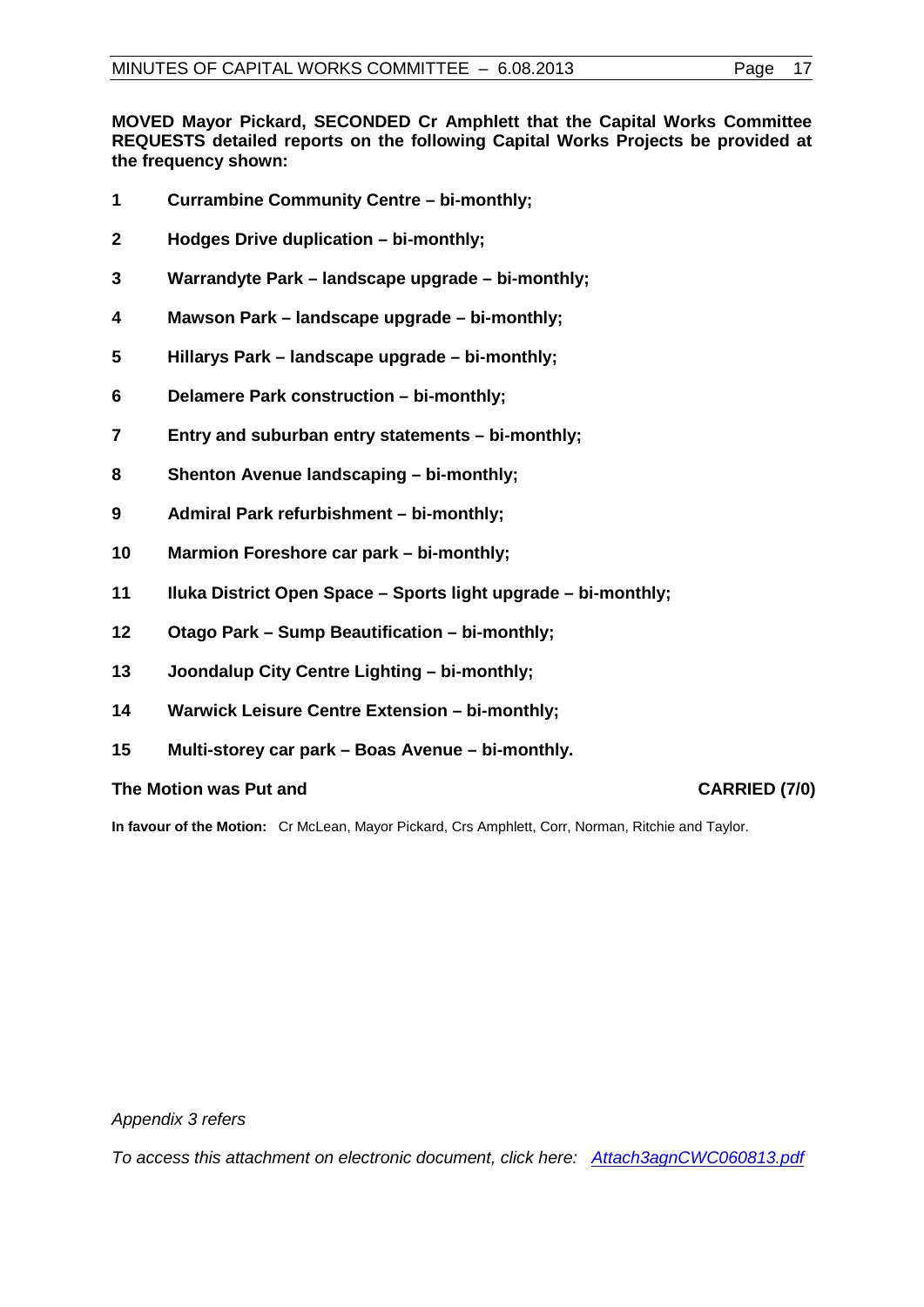**MOVED Mayor Pickard, SECONDED Cr Amphlett that the Capital Works Committee REQUESTS detailed reports on the following Capital Works Projects be provided at the frequency shown:**

1. **Currambine Community Centre – bi-monthly;**
2. **Hodges Drive duplication – bi-monthly;**
3. **Warrandyte Park – landscape upgrade – bi-monthly;**
4. **Mawson Park – landscape upgrade – bi-monthly;**
5. **Hillarys Park – landscape upgrade – bi-monthly;**
6. **Delamere Park construction – bi-monthly;**
7. **Entry and suburban entry statements – bi-monthly;**
8. **Shenton Avenue landscaping – bi-monthly;**
9. **Admiral Park refurbishment – bi-monthly;**
10. **Marmion Foreshore car park – bi-monthly;**
11. **Iluka District Open Space – Sports light upgrade – bi-monthly;**
12. **Otago Park – Sump Beautification – bi-monthly;**
13. **Joondalup City Centre Lighting – bi-monthly;**
14. **Warwick Leisure Centre Extension – bi-monthly;**
15. **Multi-storey car park – Boas Avenue – bi-monthly.**

**The Motion was Put and** **CARRIED (7/0)**

**In favour of the Motion:** Cr McLean, Mayor Pickard, Crs Amphlett, Corr, Norman, Ritchie and Taylor.

*Appendix 3 refers*

*To access this attachment on electronic document, click here: Attach3agnCWC060813.pdf*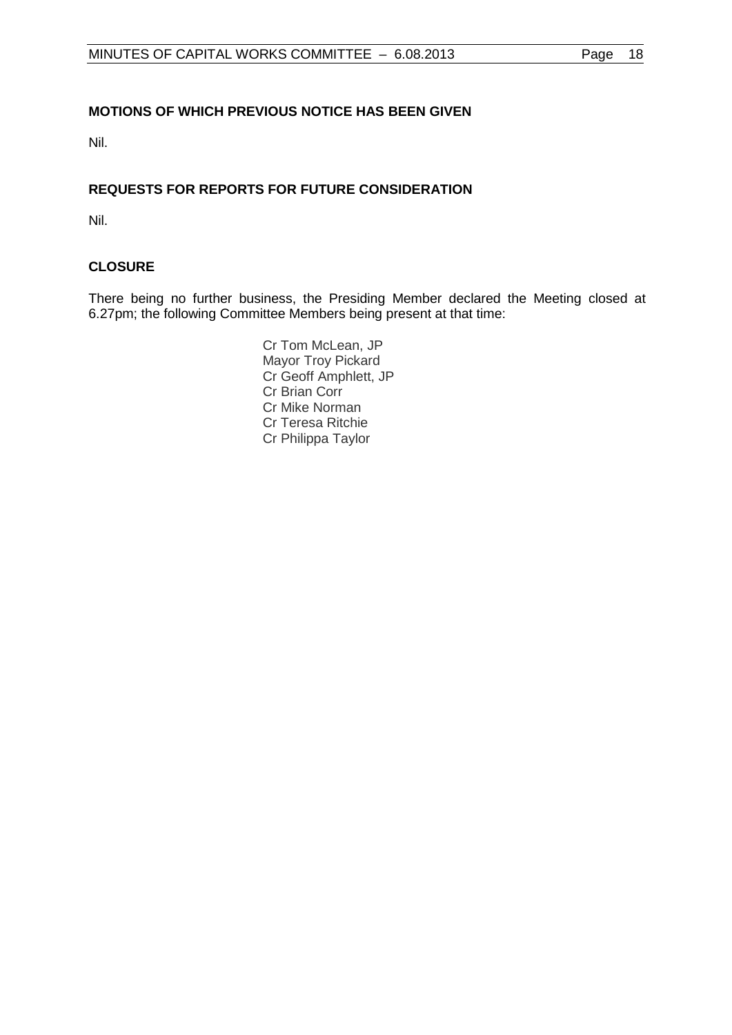## MOTIONS OF WHICH PREVIOUS NOTICE HAS BEEN GIVEN

Nil.

## REQUESTS FOR REPORTS FOR FUTURE CONSIDERATION

Nil.

## CLOSURE

There being no further business, the Presiding Member declared the Meeting closed at 6.27pm; the following Committee Members being present at that time:

Cr Tom McLean, JP
Mayor Troy Pickard
Cr Geoff Amphlett, JP
Cr Brian Corr
Cr Mike Norman
Cr Teresa Ritchie
Cr Philippa Taylor